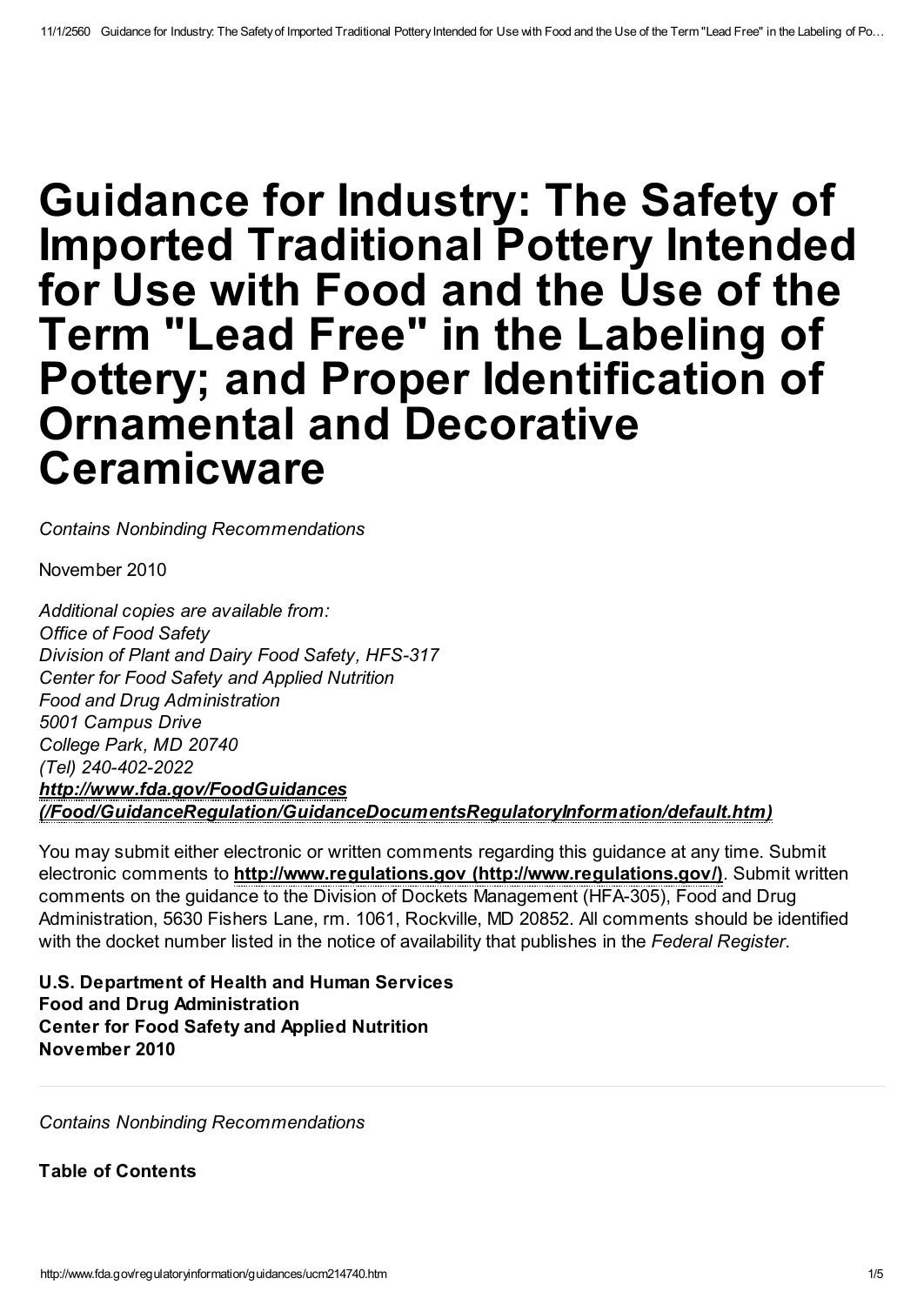# Guidance for Industry: The Safety of Imported Traditional Pottery Intended for Use with Food and the Use of the Term "Lead Free" in the Labeling of Pottery; and Proper Identification of Ornamental and Decorative Ceramicware

*Contains Nonbinding Recommendations*

November 2010

*Additional copies are available from:*
*Office of Food Safety*
*Division of Plant and Dairy Food Safety, HFS-317*
*Center for Food Safety and Applied Nutrition*
*Food and Drug Administration*
*5001 Campus Drive*
*College Park, MD 20740*
*(Tel) 240-402-2022*
***http://www.fda.gov/FoodGuidances (/Food/GuidanceRegulation/GuidanceDocumentsRegulatoryInformation/default.htm)***

You may submit either electronic or written comments regarding this guidance at any time. Submit electronic comments to **http://www.regulations.gov (http://www.regulations.gov/)**. Submit written comments on the guidance to the Division of Dockets Management (HFA-305), Food and Drug Administration, 5630 Fishers Lane, rm. 1061, Rockville, MD 20852. All comments should be identified with the docket number listed in the notice of availability that publishes in the *Federal Register*.

**U.S. Department of Health and Human Services**
**Food and Drug Administration**
**Center for Food Safety and Applied Nutrition**
**November 2010**

---

*Contains Nonbinding Recommendations*

**Table of Contents**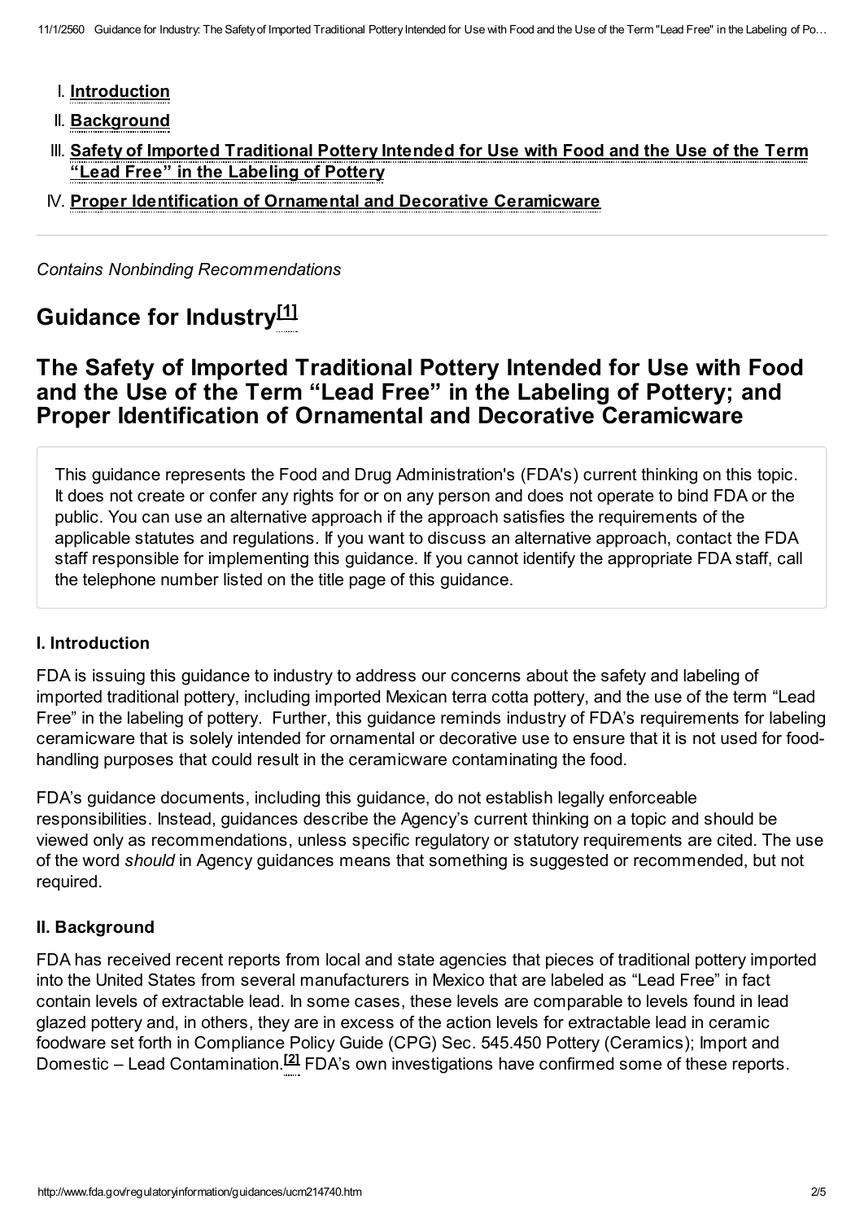I. Introduction
II. Background
III. Safety of Imported Traditional Pottery Intended for Use with Food and the Use of the Term "Lead Free" in the Labeling of Pottery
IV. Proper Identification of Ornamental and Decorative Ceramicware

---

*Contains Nonbinding Recommendations*

# Guidance for Industry[1]

# The Safety of Imported Traditional Pottery Intended for Use with Food and the Use of the Term "Lead Free" in the Labeling of Pottery; and Proper Identification of Ornamental and Decorative Ceramicware

This guidance represents the Food and Drug Administration's (FDA's) current thinking on this topic. It does not create or confer any rights for or on any person and does not operate to bind FDA or the public. You can use an alternative approach if the approach satisfies the requirements of the applicable statutes and regulations. If you want to discuss an alternative approach, contact the FDA staff responsible for implementing this guidance. If you cannot identify the appropriate FDA staff, call the telephone number listed on the title page of this guidance.

### I. Introduction

FDA is issuing this guidance to industry to address our concerns about the safety and labeling of imported traditional pottery, including imported Mexican terra cotta pottery, and the use of the term "Lead Free" in the labeling of pottery. Further, this guidance reminds industry of FDA's requirements for labeling ceramicware that is solely intended for ornamental or decorative use to ensure that it is not used for food-handling purposes that could result in the ceramicware contaminating the food.

FDA's guidance documents, including this guidance, do not establish legally enforceable responsibilities. Instead, guidances describe the Agency's current thinking on a topic and should be viewed only as recommendations, unless specific regulatory or statutory requirements are cited. The use of the word *should* in Agency guidances means that something is suggested or recommended, but not required.

### II. Background

FDA has received recent reports from local and state agencies that pieces of traditional pottery imported into the United States from several manufacturers in Mexico that are labeled as "Lead Free" in fact contain levels of extractable lead. In some cases, these levels are comparable to levels found in lead glazed pottery and, in others, they are in excess of the action levels for extractable lead in ceramic foodware set forth in Compliance Policy Guide (CPG) Sec. 545.450 Pottery (Ceramics); Import and Domestic – Lead Contamination.[2] FDA's own investigations have confirmed some of these reports.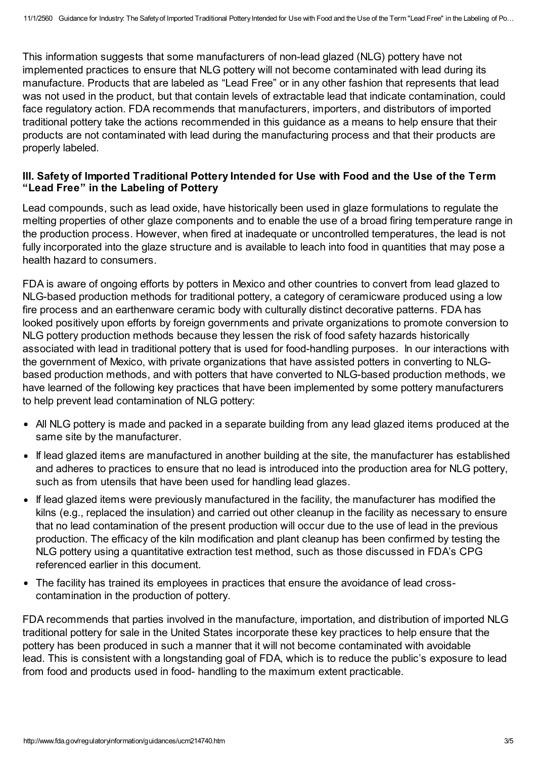This information suggests that some manufacturers of non-lead glazed (NLG) pottery have not implemented practices to ensure that NLG pottery will not become contaminated with lead during its manufacture. Products that are labeled as "Lead Free" or in any other fashion that represents that lead was not used in the product, but that contain levels of extractable lead that indicate contamination, could face regulatory action. FDA recommends that manufacturers, importers, and distributors of imported traditional pottery take the actions recommended in this guidance as a means to help ensure that their products are not contaminated with lead during the manufacturing process and that their products are properly labeled.

### III. Safety of Imported Traditional Pottery Intended for Use with Food and the Use of the Term "Lead Free" in the Labeling of Pottery

Lead compounds, such as lead oxide, have historically been used in glaze formulations to regulate the melting properties of other glaze components and to enable the use of a broad firing temperature range in the production process. However, when fired at inadequate or uncontrolled temperatures, the lead is not fully incorporated into the glaze structure and is available to leach into food in quantities that may pose a health hazard to consumers.

FDA is aware of ongoing efforts by potters in Mexico and other countries to convert from lead glazed to NLG-based production methods for traditional pottery, a category of ceramicware produced using a low fire process and an earthenware ceramic body with culturally distinct decorative patterns. FDA has looked positively upon efforts by foreign governments and private organizations to promote conversion to NLG pottery production methods because they lessen the risk of food safety hazards historically associated with lead in traditional pottery that is used for food-handling purposes. In our interactions with the government of Mexico, with private organizations that have assisted potters in converting to NLG-based production methods, and with potters that have converted to NLG-based production methods, we have learned of the following key practices that have been implemented by some pottery manufacturers to help prevent lead contamination of NLG pottery:

- All NLG pottery is made and packed in a separate building from any lead glazed items produced at the same site by the manufacturer.
- If lead glazed items are manufactured in another building at the site, the manufacturer has established and adheres to practices to ensure that no lead is introduced into the production area for NLG pottery, such as from utensils that have been used for handling lead glazes.
- If lead glazed items were previously manufactured in the facility, the manufacturer has modified the kilns (e.g., replaced the insulation) and carried out other cleanup in the facility as necessary to ensure that no lead contamination of the present production will occur due to the use of lead in the previous production. The efficacy of the kiln modification and plant cleanup has been confirmed by testing the NLG pottery using a quantitative extraction test method, such as those discussed in FDA's CPG referenced earlier in this document.
- The facility has trained its employees in practices that ensure the avoidance of lead cross-contamination in the production of pottery.

FDA recommends that parties involved in the manufacture, importation, and distribution of imported NLG traditional pottery for sale in the United States incorporate these key practices to help ensure that the pottery has been produced in such a manner that it will not become contaminated with avoidable lead. This is consistent with a longstanding goal of FDA, which is to reduce the public's exposure to lead from food and products used in food- handling to the maximum extent practicable.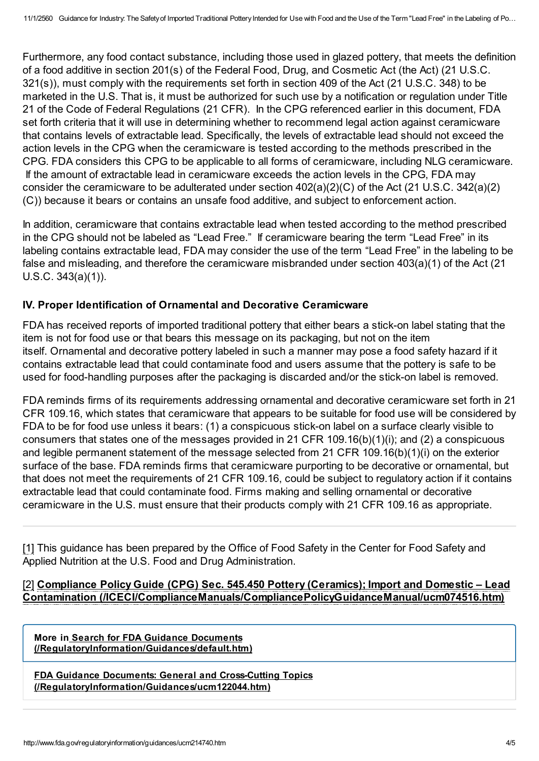Furthermore, any food contact substance, including those used in glazed pottery, that meets the definition of a food additive in section 201(s) of the Federal Food, Drug, and Cosmetic Act (the Act) (21 U.S.C. 321(s)), must comply with the requirements set forth in section 409 of the Act (21 U.S.C. 348) to be marketed in the U.S. That is, it must be authorized for such use by a notification or regulation under Title 21 of the Code of Federal Regulations (21 CFR). In the CPG referenced earlier in this document, FDA set forth criteria that it will use in determining whether to recommend legal action against ceramicware that contains levels of extractable lead. Specifically, the levels of extractable lead should not exceed the action levels in the CPG when the ceramicware is tested according to the methods prescribed in the CPG. FDA considers this CPG to be applicable to all forms of ceramicware, including NLG ceramicware. If the amount of extractable lead in ceramicware exceeds the action levels in the CPG, FDA may consider the ceramicware to be adulterated under section 402(a)(2)(C) of the Act (21 U.S.C. 342(a)(2)(C)) because it bears or contains an unsafe food additive, and subject to enforcement action.

In addition, ceramicware that contains extractable lead when tested according to the method prescribed in the CPG should not be labeled as "Lead Free." If ceramicware bearing the term "Lead Free" in its labeling contains extractable lead, FDA may consider the use of the term "Lead Free" in the labeling to be false and misleading, and therefore the ceramicware misbranded under section 403(a)(1) of the Act (21 U.S.C. 343(a)(1)).

## IV. Proper Identification of Ornamental and Decorative Ceramicware

FDA has received reports of imported traditional pottery that either bears a stick-on label stating that the item is not for food use or that bears this message on its packaging, but not on the item itself. Ornamental and decorative pottery labeled in such a manner may pose a food safety hazard if it contains extractable lead that could contaminate food and users assume that the pottery is safe to be used for food-handling purposes after the packaging is discarded and/or the stick-on label is removed.

FDA reminds firms of its requirements addressing ornamental and decorative ceramicware set forth in 21 CFR 109.16, which states that ceramicware that appears to be suitable for food use will be considered by FDA to be for food use unless it bears: (1) a conspicuous stick-on label on a surface clearly visible to consumers that states one of the messages provided in 21 CFR 109.16(b)(1)(i); and (2) a conspicuous and legible permanent statement of the message selected from 21 CFR 109.16(b)(1)(i) on the exterior surface of the base. FDA reminds firms that ceramicware purporting to be decorative or ornamental, but that does not meet the requirements of 21 CFR 109.16, could be subject to regulatory action if it contains extractable lead that could contaminate food. Firms making and selling ornamental or decorative ceramicware in the U.S. must ensure that their products comply with 21 CFR 109.16 as appropriate.

---

[1] This guidance has been prepared by the Office of Food Safety in the Center for Food Safety and Applied Nutrition at the U.S. Food and Drug Administration.

[2] **Compliance Policy Guide (CPG) Sec. 545.450 Pottery (Ceramics); Import and Domestic – Lead Contamination (/ICECI/ComplianceManuals/CompliancePolicyGuidanceManual/ucm074516.htm)**

**More in Search for FDA Guidance Documents (/RegulatoryInformation/Guidances/default.htm)**

**FDA Guidance Documents: General and Cross-Cutting Topics (/RegulatoryInformation/Guidances/ucm122044.htm)**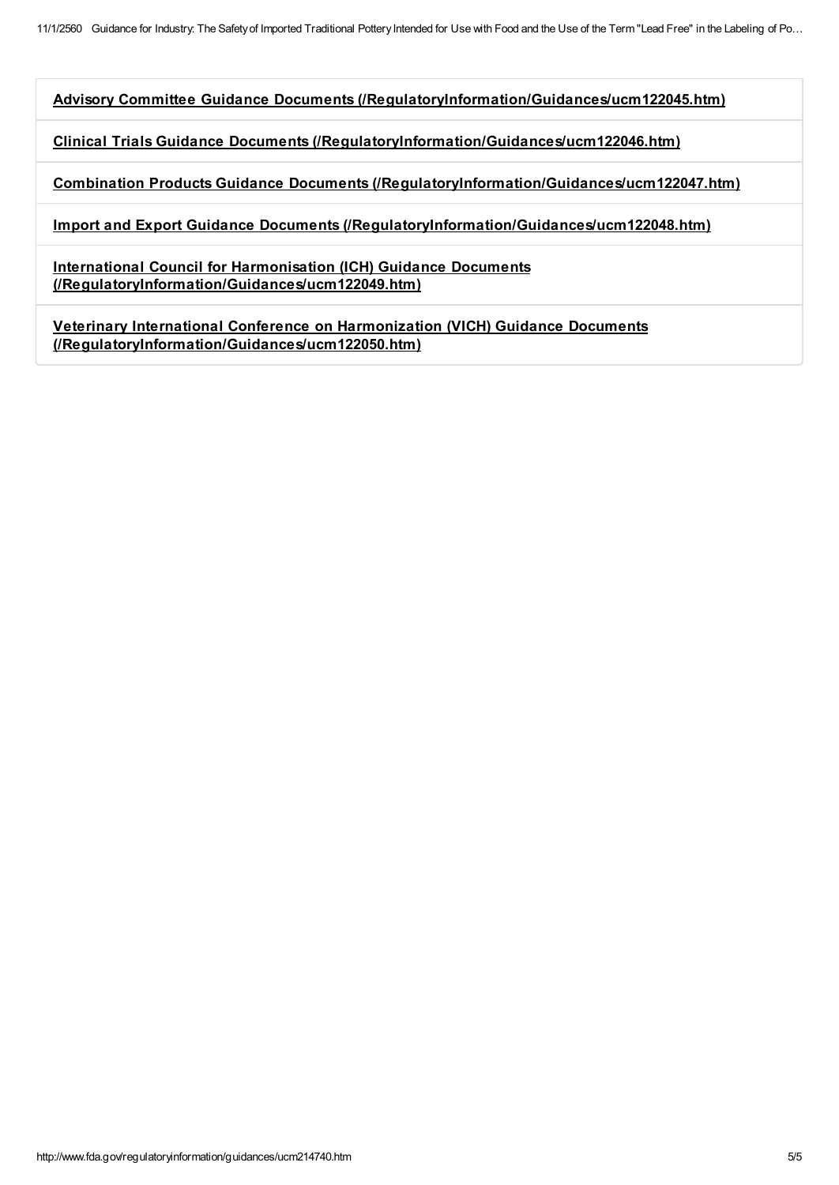**Advisory Committee Guidance Documents (/RegulatoryInformation/Guidances/ucm122045.htm)**

**Clinical Trials Guidance Documents (/RegulatoryInformation/Guidances/ucm122046.htm)**

**Combination Products Guidance Documents (/RegulatoryInformation/Guidances/ucm122047.htm)**

**Import and Export Guidance Documents (/RegulatoryInformation/Guidances/ucm122048.htm)**

**International Council for Harmonisation (ICH) Guidance Documents (/RegulatoryInformation/Guidances/ucm122049.htm)**

**Veterinary International Conference on Harmonization (VICH) Guidance Documents (/RegulatoryInformation/Guidances/ucm122050.htm)**